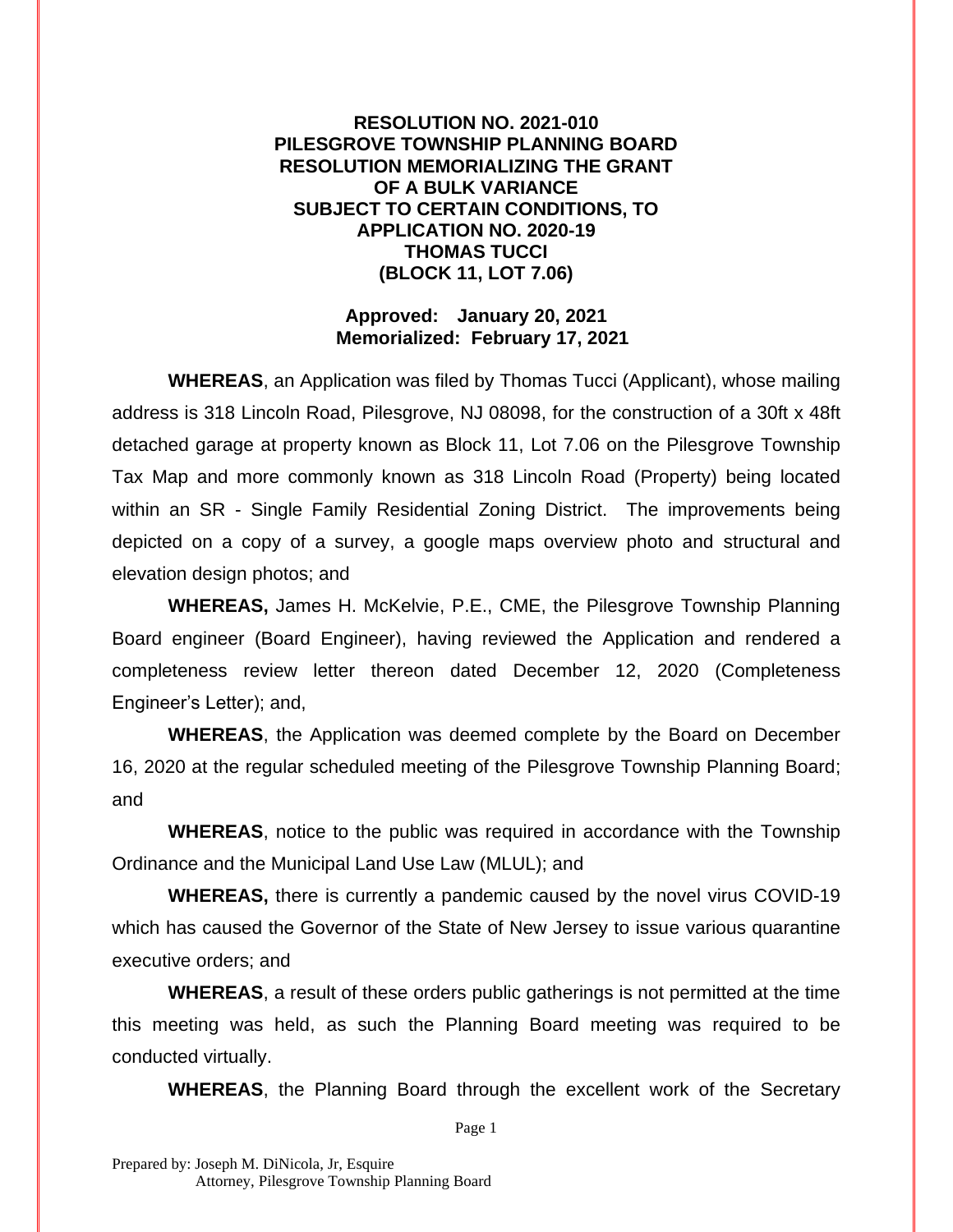# RESOLUTION NO. 2021-010
# PILESGROVE TOWNSHIP PLANNING BOARD
# RESOLUTION MEMORIALIZING THE GRANT OF A BULK VARIANCE SUBJECT TO CERTAIN CONDITIONS, TO APPLICATION NO. 2020-19
# THOMAS TUCCI
# (BLOCK 11, LOT 7.06)

**Approved: January 20, 2021**
**Memorialized: February 17, 2021**

**WHEREAS**, an Application was filed by Thomas Tucci (Applicant), whose mailing address is 318 Lincoln Road, Pilesgrove, NJ 08098, for the construction of a 30ft x 48ft detached garage at property known as Block 11, Lot 7.06 on the Pilesgrove Township Tax Map and more commonly known as 318 Lincoln Road (Property) being located within an SR - Single Family Residential Zoning District. The improvements being depicted on a copy of a survey, a google maps overview photo and structural and elevation design photos; and

**WHEREAS,** James H. McKelvie, P.E., CME, the Pilesgrove Township Planning Board engineer (Board Engineer), having reviewed the Application and rendered a completeness review letter thereon dated December 12, 2020 (Completeness Engineer's Letter); and,

**WHEREAS**, the Application was deemed complete by the Board on December 16, 2020 at the regular scheduled meeting of the Pilesgrove Township Planning Board; and

**WHEREAS**, notice to the public was required in accordance with the Township Ordinance and the Municipal Land Use Law (MLUL); and

**WHEREAS,** there is currently a pandemic caused by the novel virus COVID-19 which has caused the Governor of the State of New Jersey to issue various quarantine executive orders; and

**WHEREAS**, a result of these orders public gatherings is not permitted at the time this meeting was held, as such the Planning Board meeting was required to be conducted virtually.

**WHEREAS**, the Planning Board through the excellent work of the Secretary

Prepared by: Joseph M. DiNicola, Jr, Esquire
Attorney, Pilesgrove Township Planning Board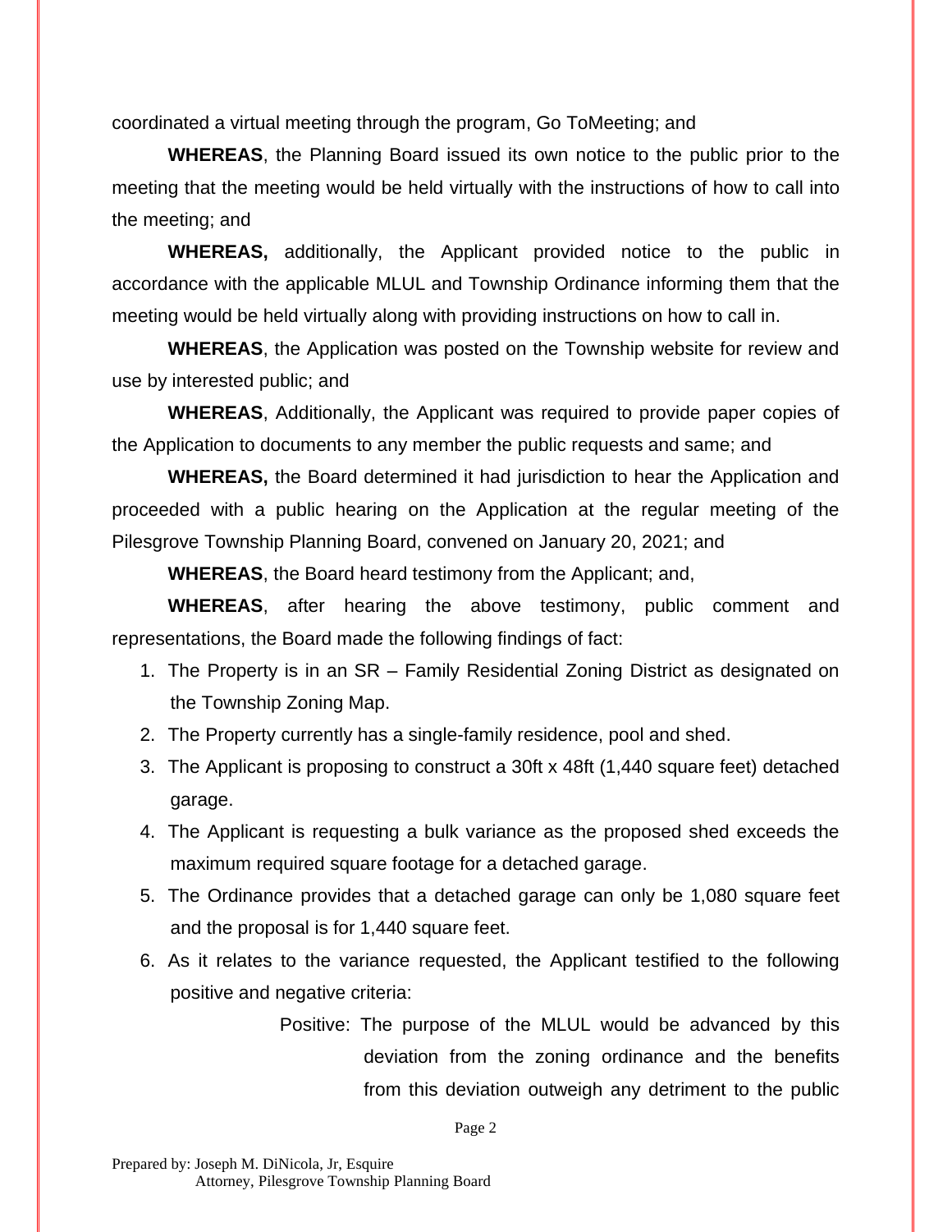coordinated a virtual meeting through the program, Go ToMeeting; and

**WHEREAS**, the Planning Board issued its own notice to the public prior to the meeting that the meeting would be held virtually with the instructions of how to call into the meeting; and

**WHEREAS,** additionally, the Applicant provided notice to the public in accordance with the applicable MLUL and Township Ordinance informing them that the meeting would be held virtually along with providing instructions on how to call in.

**WHEREAS**, the Application was posted on the Township website for review and use by interested public; and

**WHEREAS**, Additionally, the Applicant was required to provide paper copies of the Application to documents to any member the public requests and same; and

**WHEREAS,** the Board determined it had jurisdiction to hear the Application and proceeded with a public hearing on the Application at the regular meeting of the Pilesgrove Township Planning Board, convened on January 20, 2021; and

**WHEREAS**, the Board heard testimony from the Applicant; and,

**WHEREAS**, after hearing the above testimony, public comment and representations, the Board made the following findings of fact:

1. The Property is in an SR – Family Residential Zoning District as designated on the Township Zoning Map.
2. The Property currently has a single-family residence, pool and shed.
3. The Applicant is proposing to construct a 30ft x 48ft (1,440 square feet) detached garage.
4. The Applicant is requesting a bulk variance as the proposed shed exceeds the maximum required square footage for a detached garage.
5. The Ordinance provides that a detached garage can only be 1,080 square feet and the proposal is for 1,440 square feet.
6. As it relates to the variance requested, the Applicant testified to the following positive and negative criteria:

   Positive: The purpose of the MLUL would be advanced by this deviation from the zoning ordinance and the benefits from this deviation outweigh any detriment to the public

Prepared by: Joseph M. DiNicola, Jr, Esquire
Attorney, Pilesgrove Township Planning Board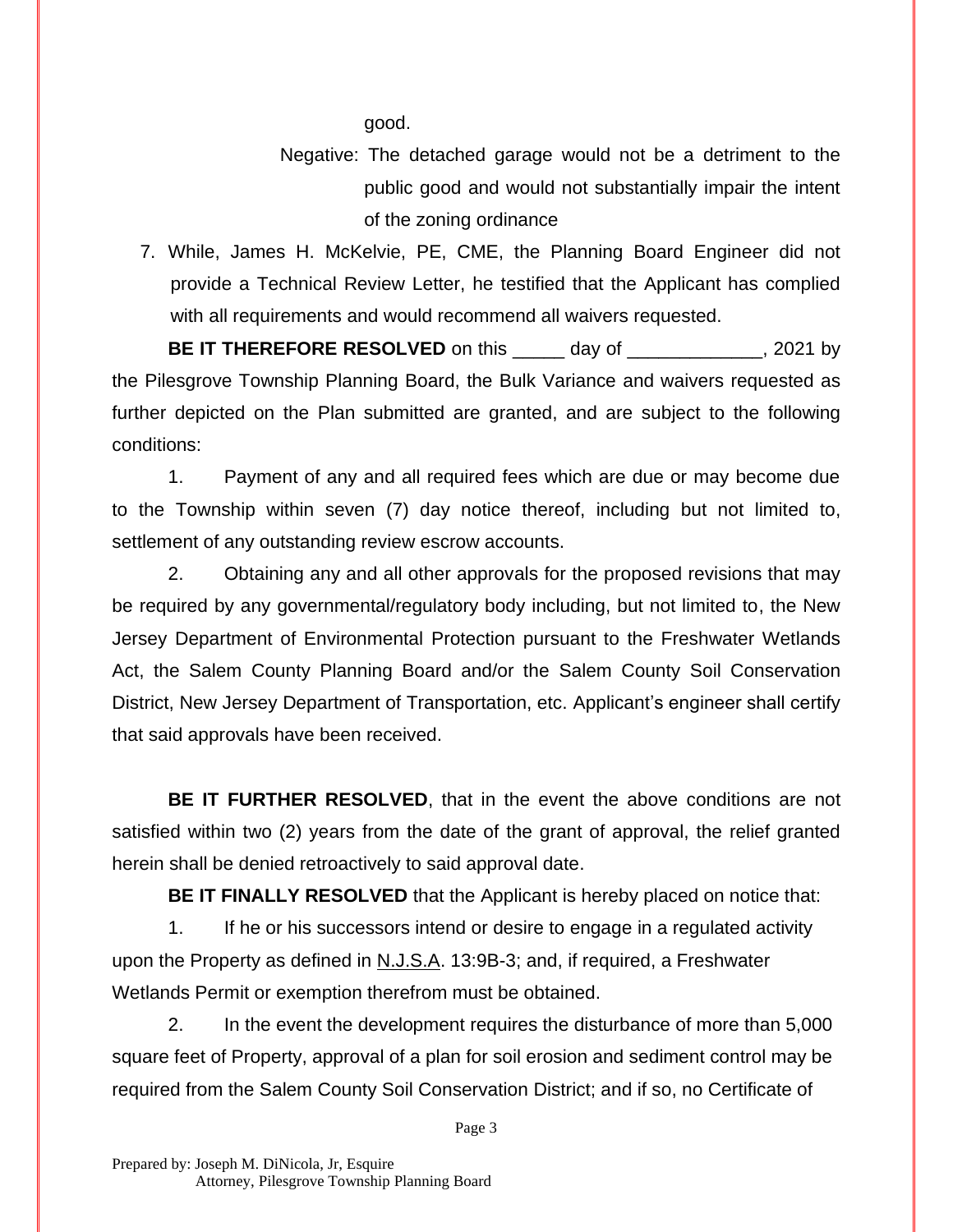good.

Negative: The detached garage would not be a detriment to the public good and would not substantially impair the intent of the zoning ordinance

7. While, James H. McKelvie, PE, CME, the Planning Board Engineer did not provide a Technical Review Letter, he testified that the Applicant has complied with all requirements and would recommend all waivers requested.

**BE IT THEREFORE RESOLVED** on this _____ day of _____________, 2021 by the Pilesgrove Township Planning Board, the Bulk Variance and waivers requested as further depicted on the Plan submitted are granted, and are subject to the following conditions:

1. Payment of any and all required fees which are due or may become due to the Township within seven (7) day notice thereof, including but not limited to, settlement of any outstanding review escrow accounts.

2. Obtaining any and all other approvals for the proposed revisions that may be required by any governmental/regulatory body including, but not limited to, the New Jersey Department of Environmental Protection pursuant to the Freshwater Wetlands Act, the Salem County Planning Board and/or the Salem County Soil Conservation District, New Jersey Department of Transportation, etc. Applicant's engineer shall certify that said approvals have been received.

**BE IT FURTHER RESOLVED**, that in the event the above conditions are not satisfied within two (2) years from the date of the grant of approval, the relief granted herein shall be denied retroactively to said approval date.

**BE IT FINALLY RESOLVED** that the Applicant is hereby placed on notice that:

1. If he or his successors intend or desire to engage in a regulated activity upon the Property as defined in N.J.S.A. 13:9B-3; and, if required, a Freshwater Wetlands Permit or exemption therefrom must be obtained.

2. In the event the development requires the disturbance of more than 5,000 square feet of Property, approval of a plan for soil erosion and sediment control may be required from the Salem County Soil Conservation District; and if so, no Certificate of

Prepared by: Joseph M. DiNicola, Jr, Esquire
Attorney, Pilesgrove Township Planning Board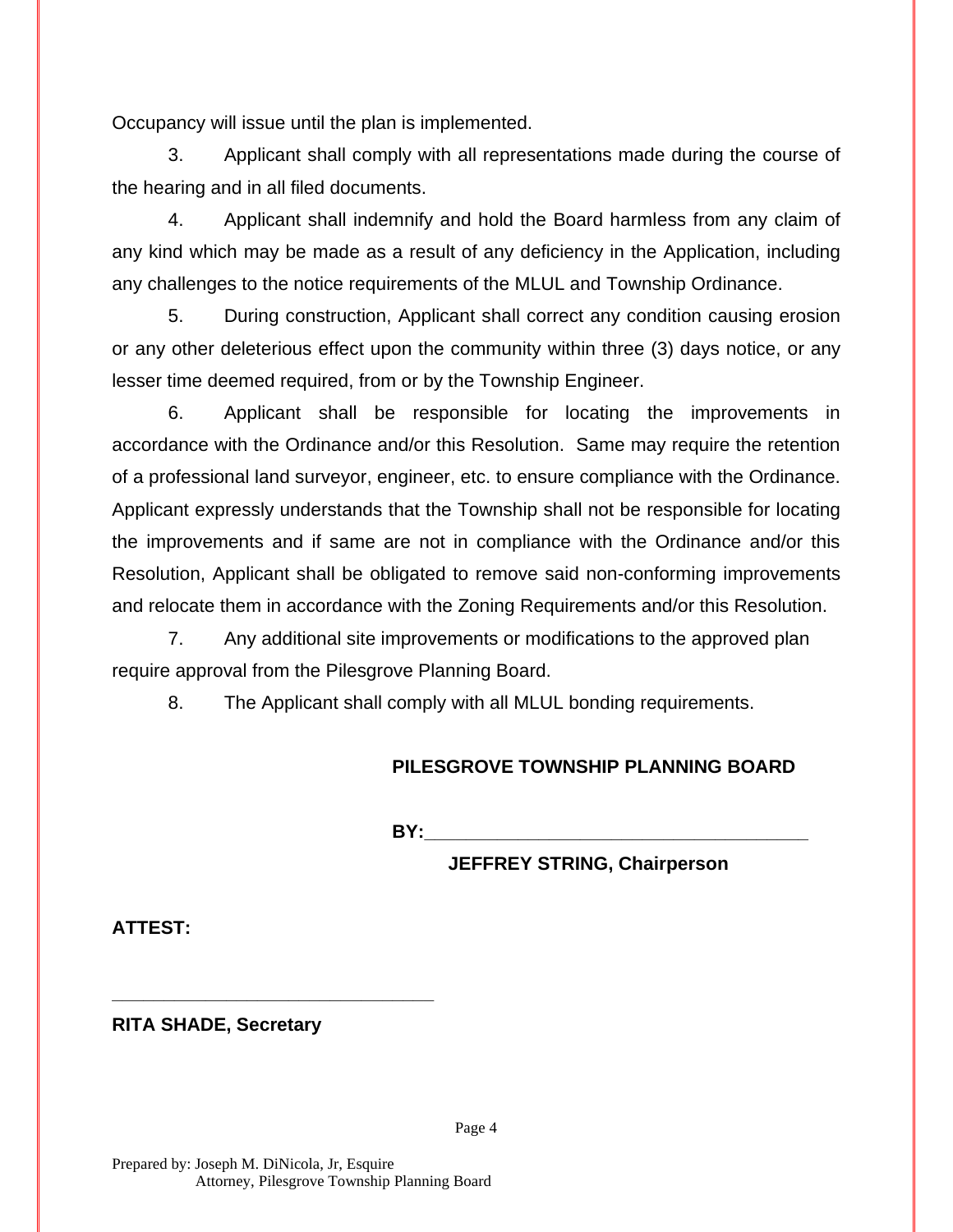Occupancy will issue until the plan is implemented.

3. Applicant shall comply with all representations made during the course of the hearing and in all filed documents.

4. Applicant shall indemnify and hold the Board harmless from any claim of any kind which may be made as a result of any deficiency in the Application, including any challenges to the notice requirements of the MLUL and Township Ordinance.

5. During construction, Applicant shall correct any condition causing erosion or any other deleterious effect upon the community within three (3) days notice, or any lesser time deemed required, from or by the Township Engineer.

6. Applicant shall be responsible for locating the improvements in accordance with the Ordinance and/or this Resolution. Same may require the retention of a professional land surveyor, engineer, etc. to ensure compliance with the Ordinance. Applicant expressly understands that the Township shall not be responsible for locating the improvements and if same are not in compliance with the Ordinance and/or this Resolution, Applicant shall be obligated to remove said non-conforming improvements and relocate them in accordance with the Zoning Requirements and/or this Resolution.

7. Any additional site improvements or modifications to the approved plan require approval from the Pilesgrove Planning Board.

8. The Applicant shall comply with all MLUL bonding requirements.

**PILESGROVE TOWNSHIP PLANNING BOARD**

**BY:**\_\_\_\_\_\_\_\_\_\_\_\_\_\_\_\_\_\_\_\_\_\_\_\_\_\_\_\_\_\_\_\_\_\_\_\_\_\_\_\_

**JEFFREY STRING, Chairperson**

**ATTEST:**

\_\_\_\_\_\_\_\_\_\_\_\_\_\_\_\_\_\_\_\_\_\_\_\_\_\_\_\_\_\_\_\_\_\_

**RITA SHADE, Secretary**

Prepared by: Joseph M. DiNicola, Jr, Esquire
Attorney, Pilesgrove Township Planning Board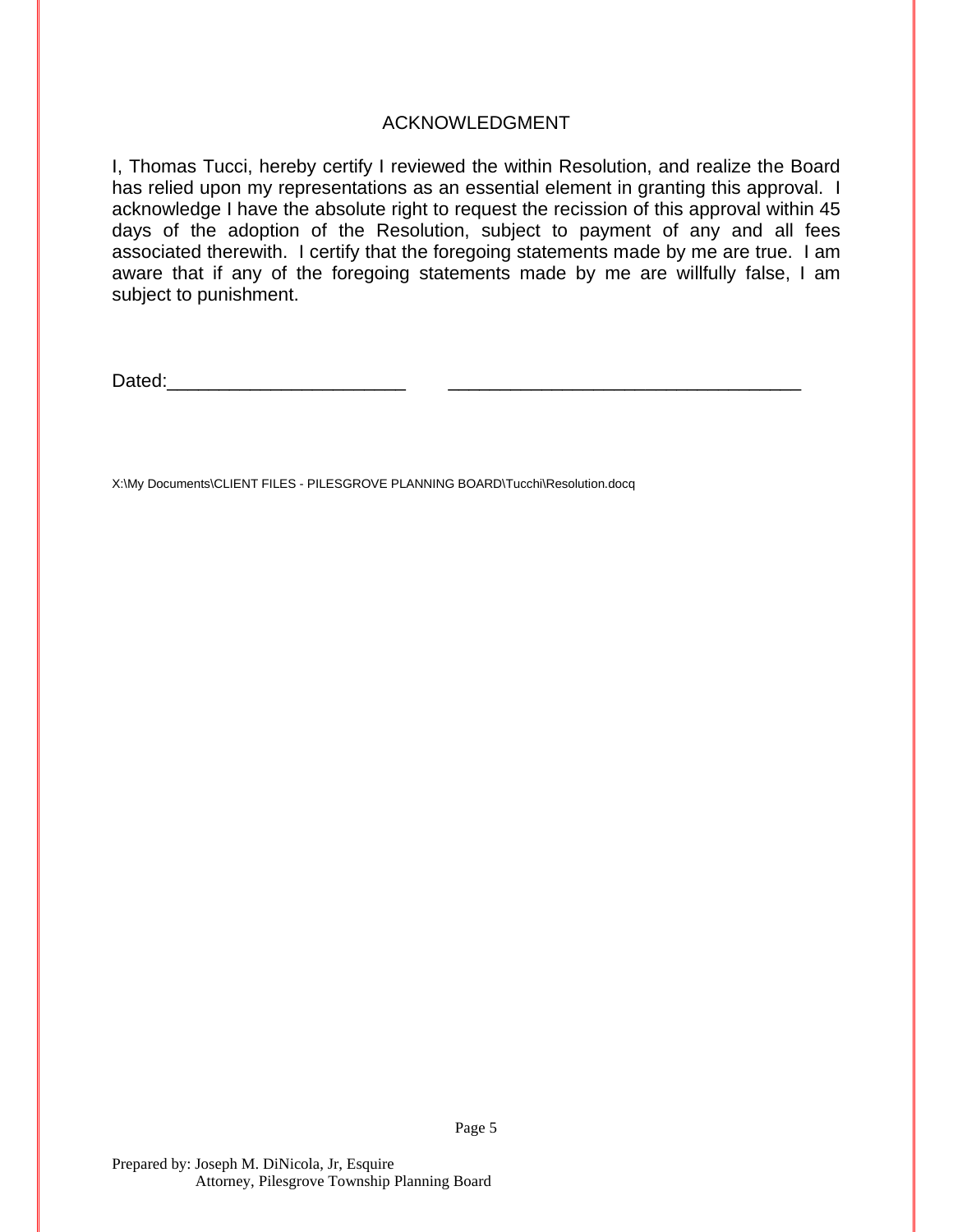# ACKNOWLEDGMENT

I, Thomas Tucci, hereby certify I reviewed the within Resolution, and realize the Board has relied upon my representations as an essential element in granting this approval. I acknowledge I have the absolute right to request the recission of this approval within 45 days of the adoption of the Resolution, subject to payment of any and all fees associated therewith. I certify that the foregoing statements made by me are true. I am aware that if any of the foregoing statements made by me are willfully false, I am subject to punishment.

Dated:_______________________ _________________________________

X:\My Documents\CLIENT FILES - PILESGROVE PLANNING BOARD\Tucchi\Resolution.docq

Prepared by: Joseph M. DiNicola, Jr, Esquire
Attorney, Pilesgrove Township Planning Board